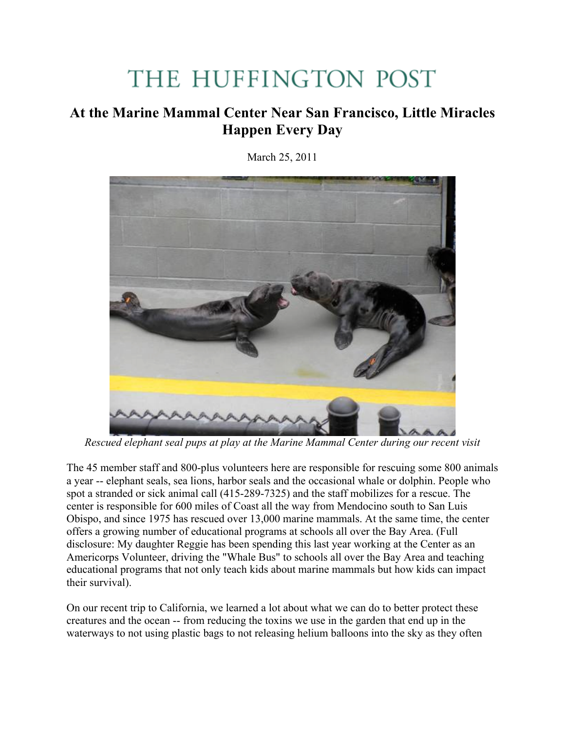# THE HUFFINGTON POST

## At the Marine Mammal Center Near San Francisco, Little Miracles Happen Every Day

March 25, 2011

*Rescued elephant seal pups at play at the Marine Mammal Center during our recent visit*

The 45 member staff and 800-plus volunteers here are responsible for rescuing some 800 animals a year -- elephant seals, sea lions, harbor seals and the occasional whale or dolphin. People who spot a stranded or sick animal call (415-289-7325) and the staff mobilizes for a rescue. The center is responsible for 600 miles of Coast all the way from Mendocino south to San Luis Obispo, and since 1975 has rescued over 13,000 marine mammals. At the same time, the center offers a growing number of educational programs at schools all over the Bay Area. (Full disclosure: My daughter Reggie has been spending this last year working at the Center as an Americorps Volunteer, driving the "Whale Bus" to schools all over the Bay Area and teaching educational programs that not only teach kids about marine mammals but how kids can impact their survival).

On our recent trip to California, we learned a lot about what we can do to better protect these creatures and the ocean -- from reducing the toxins we use in the garden that end up in the waterways to not using plastic bags to not releasing helium balloons into the sky as they often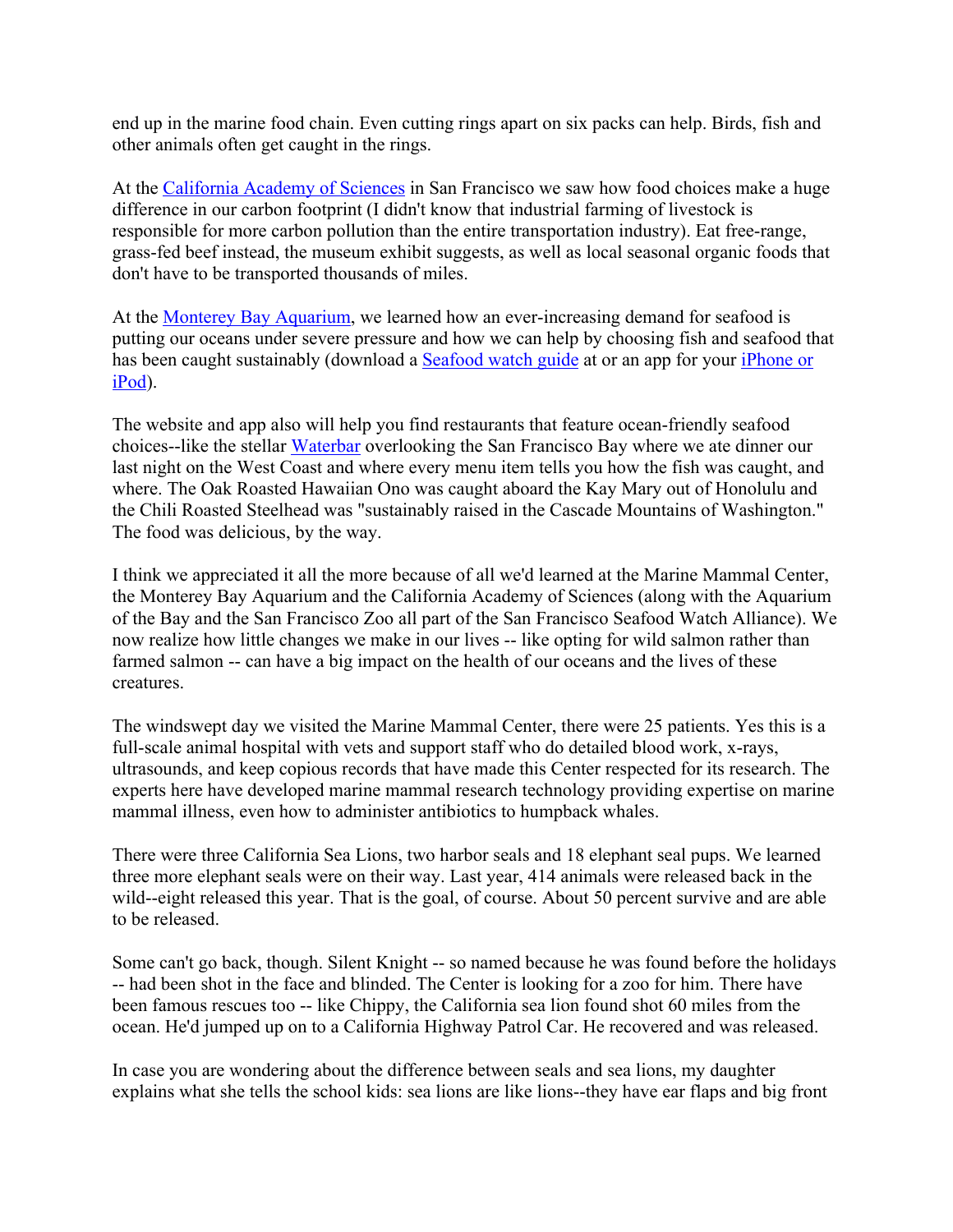end up in the marine food chain. Even cutting rings apart on six packs can help. Birds, fish and other animals often get caught in the rings.

At the California Academy of Sciences in San Francisco we saw how food choices make a huge difference in our carbon footprint (I didn't know that industrial farming of livestock is responsible for more carbon pollution than the entire transportation industry). Eat free-range, grass-fed beef instead, the museum exhibit suggests, as well as local seasonal organic foods that don't have to be transported thousands of miles.

At the Monterey Bay Aquarium, we learned how an ever-increasing demand for seafood is putting our oceans under severe pressure and how we can help by choosing fish and seafood that has been caught sustainably (download a Seafood watch guide at or an app for your iPhone or iPod).

The website and app also will help you find restaurants that feature ocean-friendly seafood choices--like the stellar Waterbar overlooking the San Francisco Bay where we ate dinner our last night on the West Coast and where every menu item tells you how the fish was caught, and where. The Oak Roasted Hawaiian Ono was caught aboard the Kay Mary out of Honolulu and the Chili Roasted Steelhead was "sustainably raised in the Cascade Mountains of Washington." The food was delicious, by the way.

I think we appreciated it all the more because of all we'd learned at the Marine Mammal Center, the Monterey Bay Aquarium and the California Academy of Sciences (along with the Aquarium of the Bay and the San Francisco Zoo all part of the San Francisco Seafood Watch Alliance). We now realize how little changes we make in our lives -- like opting for wild salmon rather than farmed salmon -- can have a big impact on the health of our oceans and the lives of these creatures.

The windswept day we visited the Marine Mammal Center, there were 25 patients. Yes this is a full-scale animal hospital with vets and support staff who do detailed blood work, x-rays, ultrasounds, and keep copious records that have made this Center respected for its research. The experts here have developed marine mammal research technology providing expertise on marine mammal illness, even how to administer antibiotics to humpback whales.

There were three California Sea Lions, two harbor seals and 18 elephant seal pups. We learned three more elephant seals were on their way. Last year, 414 animals were released back in the wild--eight released this year. That is the goal, of course. About 50 percent survive and are able to be released.

Some can't go back, though. Silent Knight -- so named because he was found before the holidays -- had been shot in the face and blinded. The Center is looking for a zoo for him. There have been famous rescues too -- like Chippy, the California sea lion found shot 60 miles from the ocean. He'd jumped up on to a California Highway Patrol Car. He recovered and was released.

In case you are wondering about the difference between seals and sea lions, my daughter explains what she tells the school kids: sea lions are like lions--they have ear flaps and big front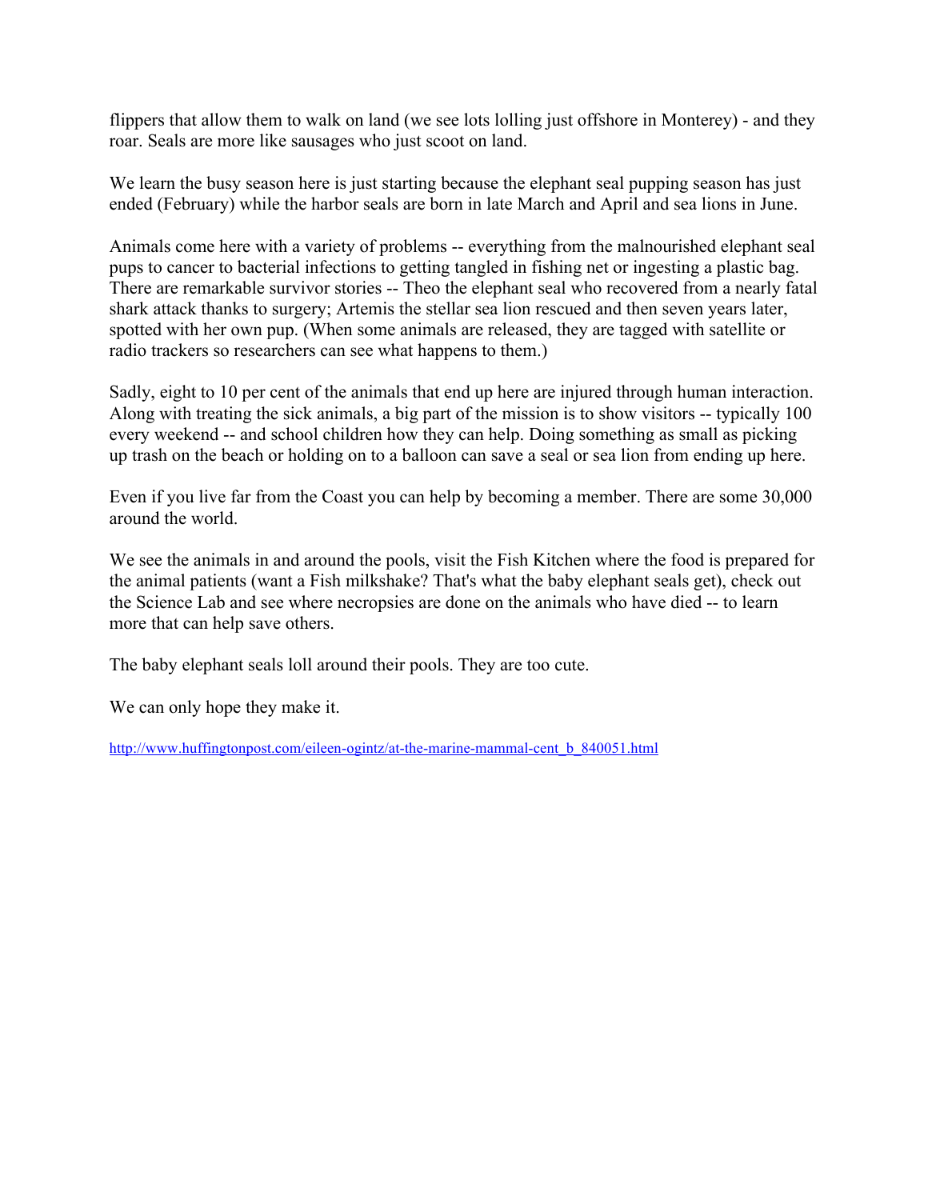flippers that allow them to walk on land (we see lots lolling just offshore in Monterey) - and they roar. Seals are more like sausages who just scoot on land.

We learn the busy season here is just starting because the elephant seal pupping season has just ended (February) while the harbor seals are born in late March and April and sea lions in June.

Animals come here with a variety of problems -- everything from the malnourished elephant seal pups to cancer to bacterial infections to getting tangled in fishing net or ingesting a plastic bag. There are remarkable survivor stories -- Theo the elephant seal who recovered from a nearly fatal shark attack thanks to surgery; Artemis the stellar sea lion rescued and then seven years later, spotted with her own pup. (When some animals are released, they are tagged with satellite or radio trackers so researchers can see what happens to them.)

Sadly, eight to 10 per cent of the animals that end up here are injured through human interaction. Along with treating the sick animals, a big part of the mission is to show visitors -- typically 100 every weekend -- and school children how they can help. Doing something as small as picking up trash on the beach or holding on to a balloon can save a seal or sea lion from ending up here.

Even if you live far from the Coast you can help by becoming a member. There are some 30,000 around the world.

We see the animals in and around the pools, visit the Fish Kitchen where the food is prepared for the animal patients (want a Fish milkshake? That's what the baby elephant seals get), check out the Science Lab and see where necropsies are done on the animals who have died -- to learn more that can help save others.

The baby elephant seals loll around their pools. They are too cute.

We can only hope they make it.

http://www.huffingtonpost.com/eileen-ogintz/at-the-marine-mammal-cent_b_840051.html